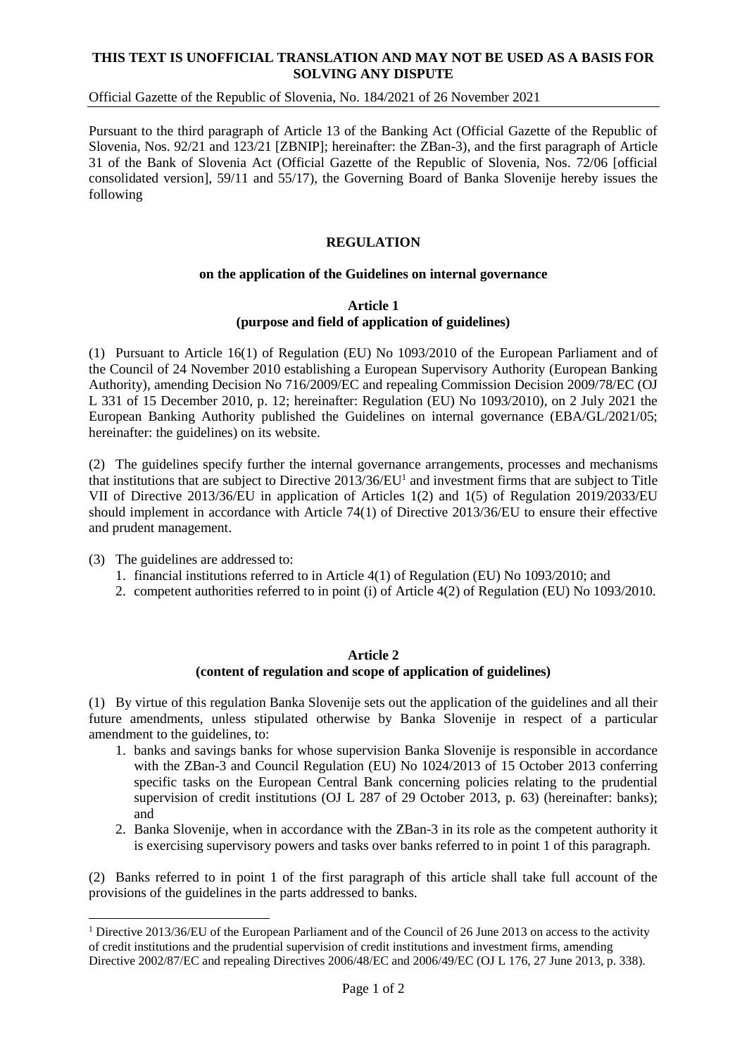**THIS TEXT IS UNOFFICIAL TRANSLATION AND MAY NOT BE USED AS A BASIS FOR SOLVING ANY DISPUTE**

Official Gazette of the Republic of Slovenia, No. 184/2021 of 26 November 2021

Pursuant to the third paragraph of Article 13 of the Banking Act (Official Gazette of the Republic of Slovenia, Nos. 92/21 and 123/21 [ZBNIP]; hereinafter: the ZBan-3), and the first paragraph of Article 31 of the Bank of Slovenia Act (Official Gazette of the Republic of Slovenia, Nos. 72/06 [official consolidated version], 59/11 and 55/17), the Governing Board of Banka Slovenije hereby issues the following

# REGULATION

## on the application of the Guidelines on internal governance

### Article 1
### (purpose and field of application of guidelines)

(1) Pursuant to Article 16(1) of Regulation (EU) No 1093/2010 of the European Parliament and of the Council of 24 November 2010 establishing a European Supervisory Authority (European Banking Authority), amending Decision No 716/2009/EC and repealing Commission Decision 2009/78/EC (OJ L 331 of 15 December 2010, p. 12; hereinafter: Regulation (EU) No 1093/2010), on 2 July 2021 the European Banking Authority published the Guidelines on internal governance (EBA/GL/2021/05; hereinafter: the guidelines) on its website.

(2) The guidelines specify further the internal governance arrangements, processes and mechanisms that institutions that are subject to Directive 2013/36/EU[1] and investment firms that are subject to Title VII of Directive 2013/36/EU in application of Articles 1(2) and 1(5) of Regulation 2019/2033/EU should implement in accordance with Article 74(1) of Directive 2013/36/EU to ensure their effective and prudent management.

(3) The guidelines are addressed to:

1. financial institutions referred to in Article 4(1) of Regulation (EU) No 1093/2010; and
2. competent authorities referred to in point (i) of Article 4(2) of Regulation (EU) No 1093/2010.

### Article 2
### (content of regulation and scope of application of guidelines)

(1) By virtue of this regulation Banka Slovenije sets out the application of the guidelines and all their future amendments, unless stipulated otherwise by Banka Slovenije in respect of a particular amendment to the guidelines, to:

1. banks and savings banks for whose supervision Banka Slovenije is responsible in accordance with the ZBan-3 and Council Regulation (EU) No 1024/2013 of 15 October 2013 conferring specific tasks on the European Central Bank concerning policies relating to the prudential supervision of credit institutions (OJ L 287 of 29 October 2013, p. 63) (hereinafter: banks); and
2. Banka Slovenije, when in accordance with the ZBan-3 in its role as the competent authority it is exercising supervisory powers and tasks over banks referred to in point 1 of this paragraph.

(2) Banks referred to in point 1 of the first paragraph of this article shall take full account of the provisions of the guidelines in the parts addressed to banks.

---

[1] Directive 2013/36/EU of the European Parliament and of the Council of 26 June 2013 on access to the activity of credit institutions and the prudential supervision of credit institutions and investment firms, amending Directive 2002/87/EC and repealing Directives 2006/48/EC and 2006/49/EC (OJ L 176, 27 June 2013, p. 338).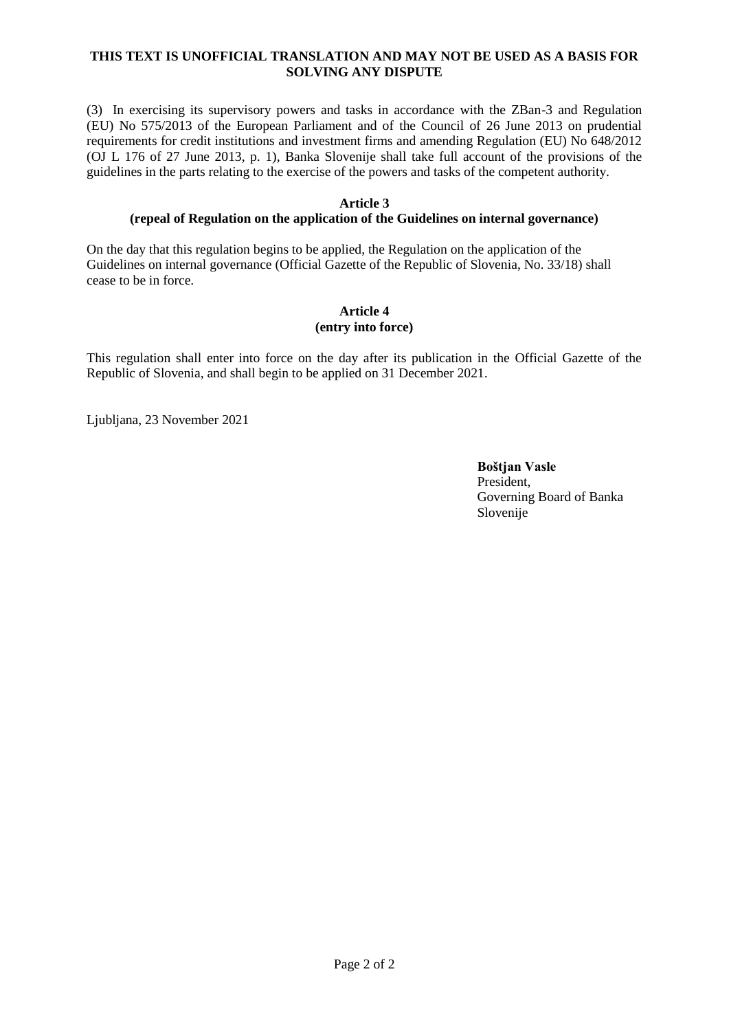**THIS TEXT IS UNOFFICIAL TRANSLATION AND MAY NOT BE USED AS A BASIS FOR SOLVING ANY DISPUTE**

(3) In exercising its supervisory powers and tasks in accordance with the ZBan-3 and Regulation (EU) No 575/2013 of the European Parliament and of the Council of 26 June 2013 on prudential requirements for credit institutions and investment firms and amending Regulation (EU) No 648/2012 (OJ L 176 of 27 June 2013, p. 1), Banka Slovenije shall take full account of the provisions of the guidelines in the parts relating to the exercise of the powers and tasks of the competent authority.

**Article 3**
**(repeal of Regulation on the application of the Guidelines on internal governance)**

On the day that this regulation begins to be applied, the Regulation on the application of the Guidelines on internal governance (Official Gazette of the Republic of Slovenia, No. 33/18) shall cease to be in force.

**Article 4**
**(entry into force)**

This regulation shall enter into force on the day after its publication in the Official Gazette of the Republic of Slovenia, and shall begin to be applied on 31 December 2021.

Ljubljana, 23 November 2021

**Boštjan Vasle**
President,
Governing Board of Banka Slovenije